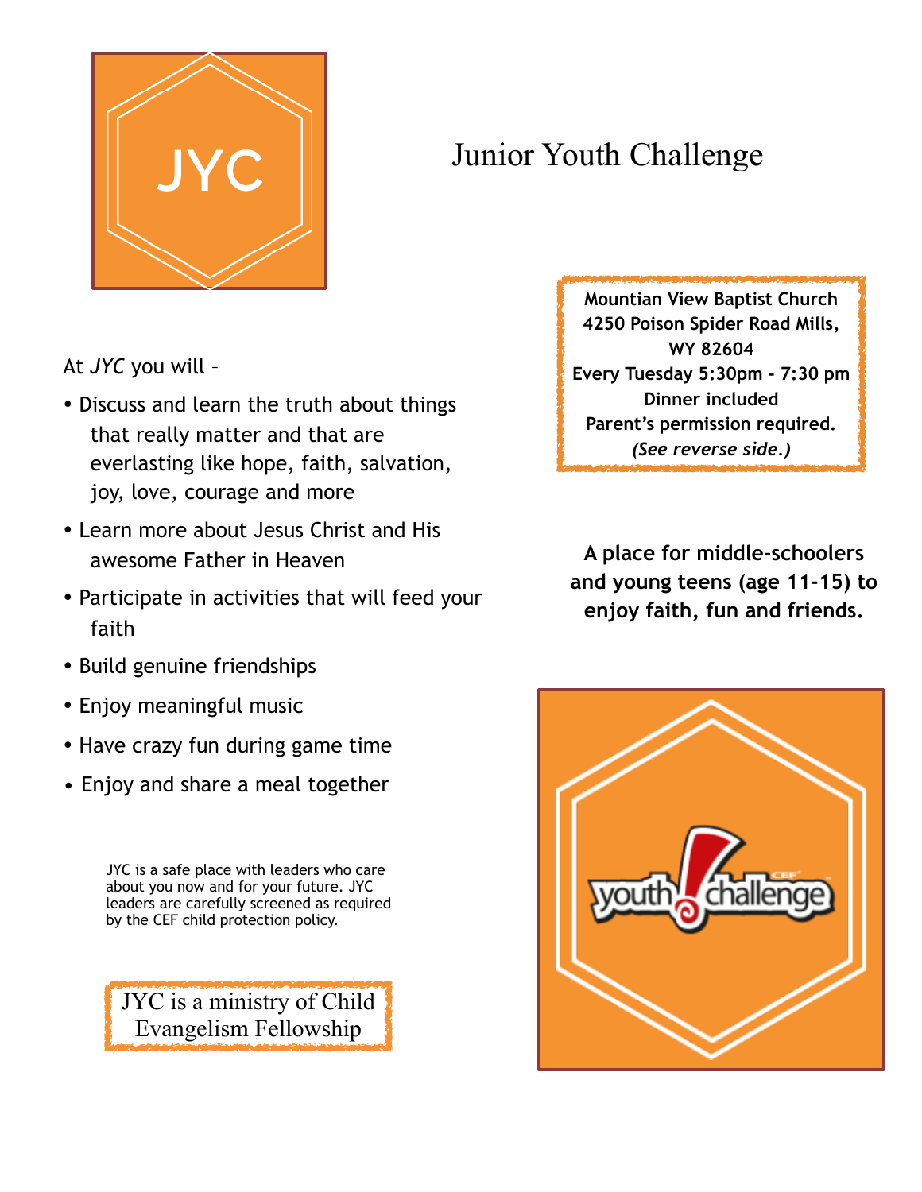JYC

# Junior Youth Challenge

**Mountian View Baptist Church**
**4250 Poison Spider Road Mills, WY 82604**
**Every Tuesday 5:30pm - 7:30 pm**
**Dinner included**
**Parent's permission required.**
***(See reverse side.)***

At *JYC* you will –

- Discuss and learn the truth about things that really matter and that are everlasting like hope, faith, salvation, joy, love, courage and more
- Learn more about Jesus Christ and His awesome Father in Heaven
- Participate in activities that will feed your faith
- Build genuine friendships
- Enjoy meaningful music
- Have crazy fun during game time
- Enjoy and share a meal together

**A place for middle-schoolers and young teens (age 11-15) to enjoy faith, fun and friends.**

JYC is a safe place with leaders who care about you now and for your future. JYC leaders are carefully screened as required by the CEF child protection policy.

JYC is a ministry of Child Evangelism Fellowship

youth challenge CEF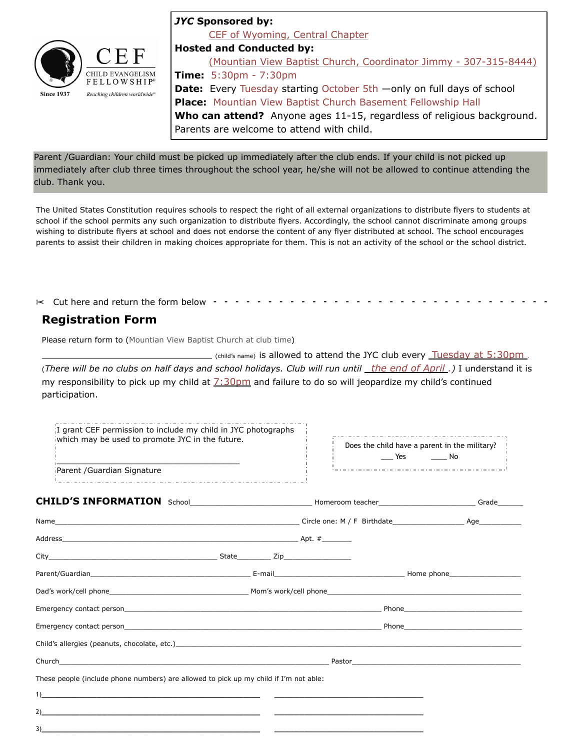CEF
CHILD EVANGELISM FELLOWSHIP®
Since 1937
Reaching children worldwide™

***JYC* Sponsored by:**
CEF of Wyoming, Central Chapter
**Hosted and Conducted by:**
(Mountian View Baptist Church, Coordinator Jimmy - 307-315-8444)
**Time:** 5:30pm - 7:30pm
**Date:** Every Tuesday starting October 5th —only on full days of school
**Place:** Mountian View Baptist Church Basement Fellowship Hall
**Who can attend?** Anyone ages 11-15, regardless of religious background. Parents are welcome to attend with child.

Parent /Guardian: Your child must be picked up immediately after the club ends. If your child is not picked up immediately after club three times throughout the school year, he/she will not be allowed to continue attending the club. Thank you.

The United States Constitution requires schools to respect the right of all external organizations to distribute flyers to students at school if the school permits any such organization to distribute flyers. Accordingly, the school cannot discriminate among groups wishing to distribute flyers at school and does not endorse the content of any flyer distributed at school. The school encourages parents to assist their children in making choices appropriate for them. This is not an activity of the school or the school district.

✂ Cut here and return the form below - - - - - - - - - - - - - - - - - - - - - - - - - - - - - - - - - - - -

## Registration Form

Please return form to (Mountian View Baptist Church at club time)

_________________________________ (child's name) is allowed to attend the JYC club every Tuesday at 5:30pm. (*There will be no clubs on half days and school holidays. Club will run until* *the end of April*.) I understand it is my responsibility to pick up my child at 7:30pm and failure to do so will jeopardize my child's continued participation.

I grant CEF permission to include my child in JYC photographs which may be used to promote JYC in the future.

_________________________________________
Parent /Guardian Signature

Does the child have a parent in the military?
___ Yes ____ No

**CHILD'S INFORMATION** School____________________________ Homeroom teacher_______________________ Grade______

Name___________________________________________________________ Circle one: M / F Birthdate_________________ Age__________

Address__________________________________________________________ Apt. #_______

City________________________________________ State________ Zip________________

Parent/Guardian________________________________________ E-mail______________________________ Home phone_________________

Dad's work/cell phone_________________________________ Mom's work/cell phone_____________________________________________

Emergency contact person_________________________________________________________________ Phone_____________________________

Emergency contact person_________________________________________________________________ Phone_____________________________

Child's allergies (peanuts, chocolate, etc.)_____________________________________________________________________________________

Church____________________________________________________________________ Pastor_________________________________________

These people (include phone numbers) are allowed to pick up my child if I'm not able:

1)_________________________________________________ _________________________________

2)_________________________________________________ _________________________________

3)_________________________________________________ _________________________________